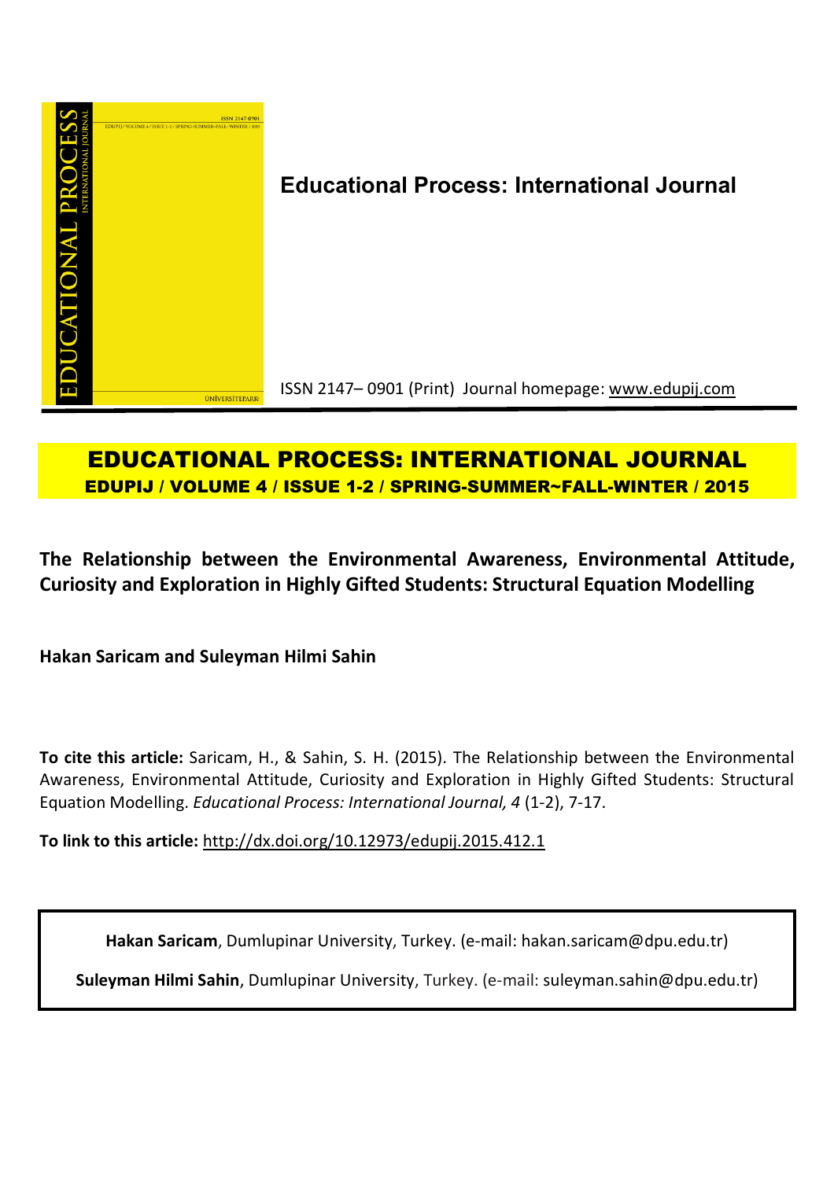**Educational Process: International Journal**

ISSN 2147– 0901 (Print) Journal homepage: www.edupij.com

**EDUCATIONAL PROCESS: INTERNATIONAL JOURNAL**

**EDUPIJ / VOLUME 4 / ISSUE 1-2 / SPRING-SUMMER~FALL-WINTER / 2015**

# The Relationship between the Environmental Awareness, Environmental Attitude, Curiosity and Exploration in Highly Gifted Students: Structural Equation Modelling

**Hakan Saricam and Suleyman Hilmi Sahin**

**To cite this article:** Saricam, H., & Sahin, S. H. (2015). The Relationship between the Environmental Awareness, Environmental Attitude, Curiosity and Exploration in Highly Gifted Students: Structural Equation Modelling. *Educational Process: International Journal, 4* (1-2), 7-17.

**To link to this article:** http://dx.doi.org/10.12973/edupij.2015.412.1

**Hakan Saricam**, Dumlupinar University, Turkey. (e-mail: hakan.saricam@dpu.edu.tr)

**Suleyman Hilmi Sahin**, Dumlupinar University, Turkey. (e-mail: suleyman.sahin@dpu.edu.tr)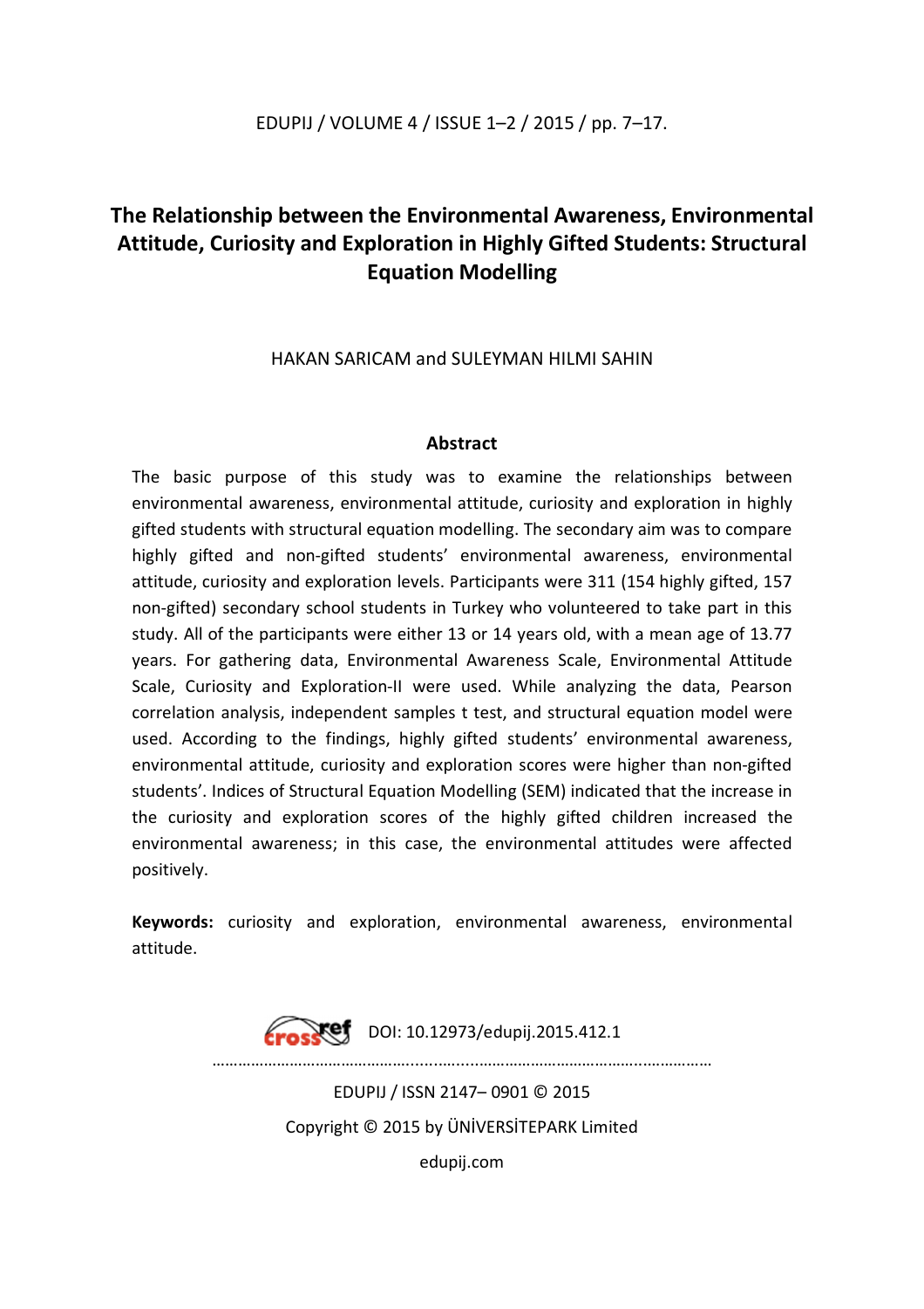# The Relationship between the Environmental Awareness, Environmental Attitude, Curiosity and Exploration in Highly Gifted Students: Structural Equation Modelling

HAKAN SARICAM and SULEYMAN HILMI SAHIN

## Abstract

The basic purpose of this study was to examine the relationships between environmental awareness, environmental attitude, curiosity and exploration in highly gifted students with structural equation modelling. The secondary aim was to compare highly gifted and non-gifted students' environmental awareness, environmental attitude, curiosity and exploration levels. Participants were 311 (154 highly gifted, 157 non-gifted) secondary school students in Turkey who volunteered to take part in this study. All of the participants were either 13 or 14 years old, with a mean age of 13.77 years. For gathering data, Environmental Awareness Scale, Environmental Attitude Scale, Curiosity and Exploration-II were used. While analyzing the data, Pearson correlation analysis, independent samples t test, and structural equation model were used. According to the findings, highly gifted students' environmental awareness, environmental attitude, curiosity and exploration scores were higher than non-gifted students'. Indices of Structural Equation Modelling (SEM) indicated that the increase in the curiosity and exploration scores of the highly gifted children increased the environmental awareness; in this case, the environmental attitudes were affected positively.

**Keywords:** curiosity and exploration, environmental awareness, environmental attitude.

DOI: 10.12973/edupij.2015.412.1

EDUPIJ / ISSN 2147– 0901 © 2015

Copyright © 2015 by ÜNİVERSİTEPARK Limited

edupij.com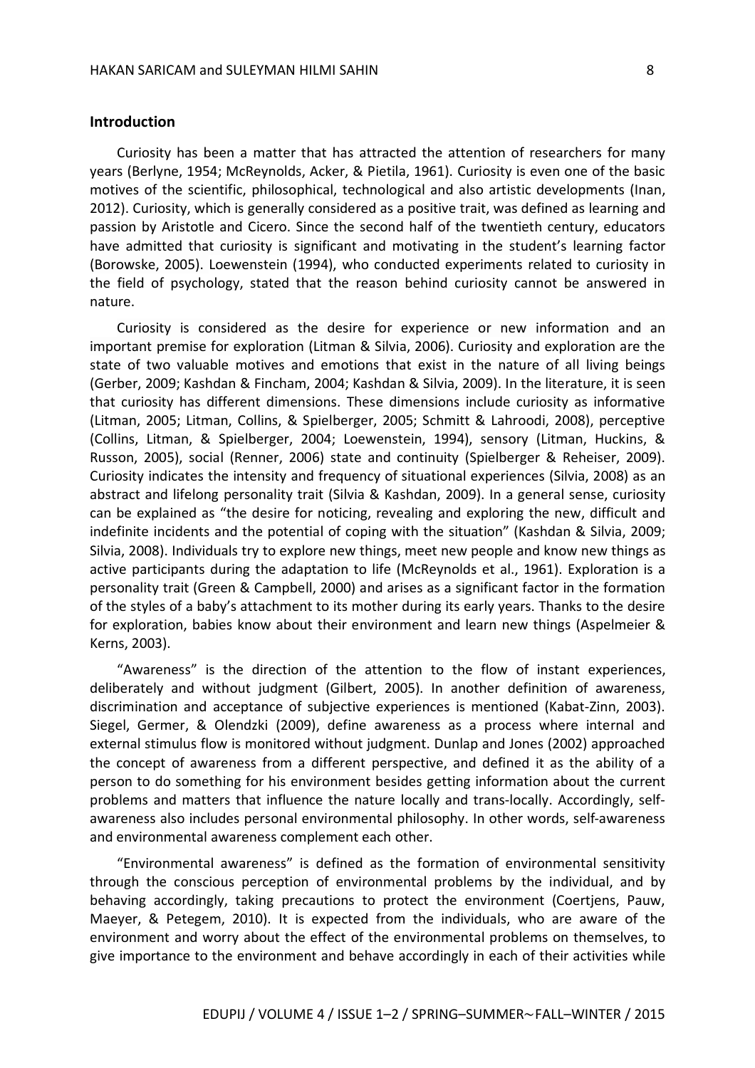## Introduction

Curiosity has been a matter that has attracted the attention of researchers for many years (Berlyne, 1954; McReynolds, Acker, & Pietila, 1961). Curiosity is even one of the basic motives of the scientific, philosophical, technological and also artistic developments (Inan, 2012). Curiosity, which is generally considered as a positive trait, was defined as learning and passion by Aristotle and Cicero. Since the second half of the twentieth century, educators have admitted that curiosity is significant and motivating in the student's learning factor (Borowske, 2005). Loewenstein (1994), who conducted experiments related to curiosity in the field of psychology, stated that the reason behind curiosity cannot be answered in nature.

Curiosity is considered as the desire for experience or new information and an important premise for exploration (Litman & Silvia, 2006). Curiosity and exploration are the state of two valuable motives and emotions that exist in the nature of all living beings (Gerber, 2009; Kashdan & Fincham, 2004; Kashdan & Silvia, 2009). In the literature, it is seen that curiosity has different dimensions. These dimensions include curiosity as informative (Litman, 2005; Litman, Collins, & Spielberger, 2005; Schmitt & Lahroodi, 2008), perceptive (Collins, Litman, & Spielberger, 2004; Loewenstein, 1994), sensory (Litman, Huckins, & Russon, 2005), social (Renner, 2006) state and continuity (Spielberger & Reheiser, 2009). Curiosity indicates the intensity and frequency of situational experiences (Silvia, 2008) as an abstract and lifelong personality trait (Silvia & Kashdan, 2009). In a general sense, curiosity can be explained as "the desire for noticing, revealing and exploring the new, difficult and indefinite incidents and the potential of coping with the situation" (Kashdan & Silvia, 2009; Silvia, 2008). Individuals try to explore new things, meet new people and know new things as active participants during the adaptation to life (McReynolds et al., 1961). Exploration is a personality trait (Green & Campbell, 2000) and arises as a significant factor in the formation of the styles of a baby's attachment to its mother during its early years. Thanks to the desire for exploration, babies know about their environment and learn new things (Aspelmeier & Kerns, 2003).

"Awareness" is the direction of the attention to the flow of instant experiences, deliberately and without judgment (Gilbert, 2005). In another definition of awareness, discrimination and acceptance of subjective experiences is mentioned (Kabat-Zinn, 2003). Siegel, Germer, & Olendzki (2009), define awareness as a process where internal and external stimulus flow is monitored without judgment. Dunlap and Jones (2002) approached the concept of awareness from a different perspective, and defined it as the ability of a person to do something for his environment besides getting information about the current problems and matters that influence the nature locally and trans-locally. Accordingly, self-awareness also includes personal environmental philosophy. In other words, self-awareness and environmental awareness complement each other.

"Environmental awareness" is defined as the formation of environmental sensitivity through the conscious perception of environmental problems by the individual, and by behaving accordingly, taking precautions to protect the environment (Coertjens, Pauw, Maeyer, & Petegem, 2010). It is expected from the individuals, who are aware of the environment and worry about the effect of the environmental problems on themselves, to give importance to the environment and behave accordingly in each of their activities while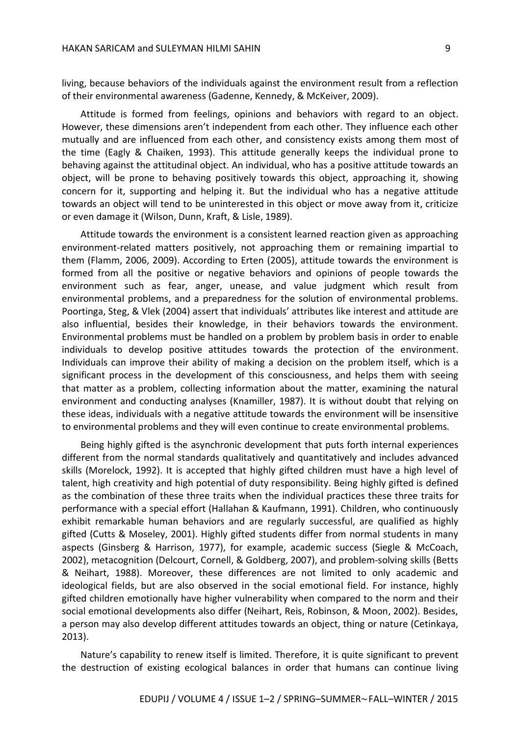living, because behaviors of the individuals against the environment result from a reflection of their environmental awareness (Gadenne, Kennedy, & McKeiver, 2009).

Attitude is formed from feelings, opinions and behaviors with regard to an object. However, these dimensions aren't independent from each other. They influence each other mutually and are influenced from each other, and consistency exists among them most of the time (Eagly & Chaiken, 1993). This attitude generally keeps the individual prone to behaving against the attitudinal object. An individual, who has a positive attitude towards an object, will be prone to behaving positively towards this object, approaching it, showing concern for it, supporting and helping it. But the individual who has a negative attitude towards an object will tend to be uninterested in this object or move away from it, criticize or even damage it (Wilson, Dunn, Kraft, & Lisle, 1989).

Attitude towards the environment is a consistent learned reaction given as approaching environment-related matters positively, not approaching them or remaining impartial to them (Flamm, 2006, 2009). According to Erten (2005), attitude towards the environment is formed from all the positive or negative behaviors and opinions of people towards the environment such as fear, anger, unease, and value judgment which result from environmental problems, and a preparedness for the solution of environmental problems. Poortinga, Steg, & Vlek (2004) assert that individuals' attributes like interest and attitude are also influential, besides their knowledge, in their behaviors towards the environment. Environmental problems must be handled on a problem by problem basis in order to enable individuals to develop positive attitudes towards the protection of the environment. Individuals can improve their ability of making a decision on the problem itself, which is a significant process in the development of this consciousness, and helps them with seeing that matter as a problem, collecting information about the matter, examining the natural environment and conducting analyses (Knamiller, 1987). It is without doubt that relying on these ideas, individuals with a negative attitude towards the environment will be insensitive to environmental problems and they will even continue to create environmental problems.

Being highly gifted is the asynchronic development that puts forth internal experiences different from the normal standards qualitatively and quantitatively and includes advanced skills (Morelock, 1992). It is accepted that highly gifted children must have a high level of talent, high creativity and high potential of duty responsibility. Being highly gifted is defined as the combination of these three traits when the individual practices these three traits for performance with a special effort (Hallahan & Kaufmann, 1991). Children, who continuously exhibit remarkable human behaviors and are regularly successful, are qualified as highly gifted (Cutts & Moseley, 2001). Highly gifted students differ from normal students in many aspects (Ginsberg & Harrison, 1977), for example, academic success (Siegle & McCoach, 2002), metacognition (Delcourt, Cornell, & Goldberg, 2007), and problem-solving skills (Betts & Neihart, 1988). Moreover, these differences are not limited to only academic and ideological fields, but are also observed in the social emotional field. For instance, highly gifted children emotionally have higher vulnerability when compared to the norm and their social emotional developments also differ (Neihart, Reis, Robinson, & Moon, 2002). Besides, a person may also develop different attitudes towards an object, thing or nature (Cetinkaya, 2013).

Nature's capability to renew itself is limited. Therefore, it is quite significant to prevent the destruction of existing ecological balances in order that humans can continue living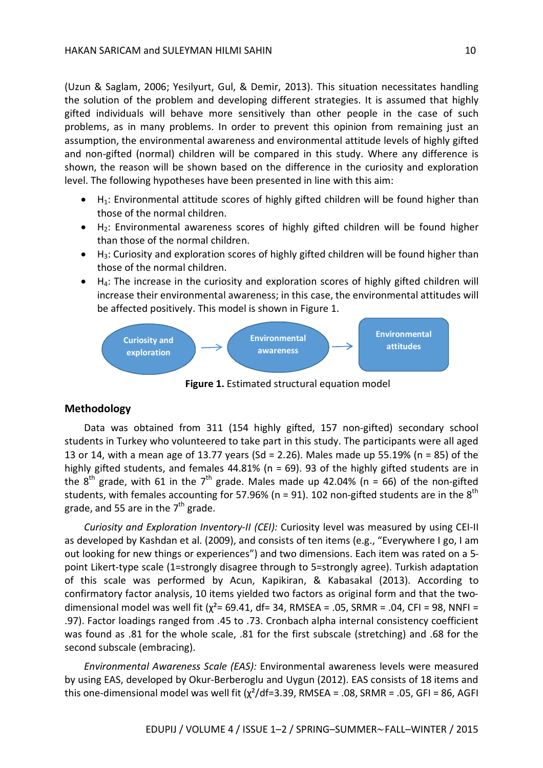(Uzun & Saglam, 2006; Yesilyurt, Gul, & Demir, 2013). This situation necessitates handling the solution of the problem and developing different strategies. It is assumed that highly gifted individuals will behave more sensitively than other people in the case of such problems, as in many problems. In order to prevent this opinion from remaining just an assumption, the environmental awareness and environmental attitude levels of highly gifted and non-gifted (normal) children will be compared in this study. Where any difference is shown, the reason will be shown based on the difference in the curiosity and exploration level. The following hypotheses have been presented in line with this aim:

- $H_1$: Environmental attitude scores of highly gifted children will be found higher than those of the normal children.
- $H_2$: Environmental awareness scores of highly gifted children will be found higher than those of the normal children.
- $H_3$: Curiosity and exploration scores of highly gifted children will be found higher than those of the normal children.
- $H_4$: The increase in the curiosity and exploration scores of highly gifted children will increase their environmental awareness; in this case, the environmental attitudes will be affected positively. This model is shown in Figure 1.

Curiosity and exploration → Environmental awareness → Environmental attitudes

**Figure 1.** Estimated structural equation model

## Methodology

Data was obtained from 311 (154 highly gifted, 157 non-gifted) secondary school students in Turkey who volunteered to take part in this study. The participants were all aged 13 or 14, with a mean age of 13.77 years (Sd = 2.26). Males made up 55.19% (n = 85) of the highly gifted students, and females 44.81% (n = 69). 93 of the highly gifted students are in the 8th grade, with 61 in the 7th grade. Males made up 42.04% (n = 66) of the non-gifted students, with females accounting for 57.96% (n = 91). 102 non-gifted students are in the 8th grade, and 55 are in the 7th grade.

*Curiosity and Exploration Inventory-II (CEI):* Curiosity level was measured by using CEI-II as developed by Kashdan et al. (2009), and consists of ten items (e.g., "Everywhere I go, I am out looking for new things or experiences") and two dimensions. Each item was rated on a 5-point Likert-type scale (1=strongly disagree through to 5=strongly agree). Turkish adaptation of this scale was performed by Acun, Kapikiran, & Kabasakal (2013). According to confirmatory factor analysis, 10 items yielded two factors as original form and that the two-dimensional model was well fit ($\chi^2$= 69.41, df= 34, RMSEA = .05, SRMR = .04, CFI = 98, NNFI = .97). Factor loadings ranged from .45 to .73. Cronbach alpha internal consistency coefficient was found as .81 for the whole scale, .81 for the first subscale (stretching) and .68 for the second subscale (embracing).

*Environmental Awareness Scale (EAS):* Environmental awareness levels were measured by using EAS, developed by Okur-Berberoglu and Uygun (2012). EAS consists of 18 items and this one-dimensional model was well fit ($\chi^2$/df=3.39, RMSEA = .08, SRMR = .05, GFI = 86, AGFI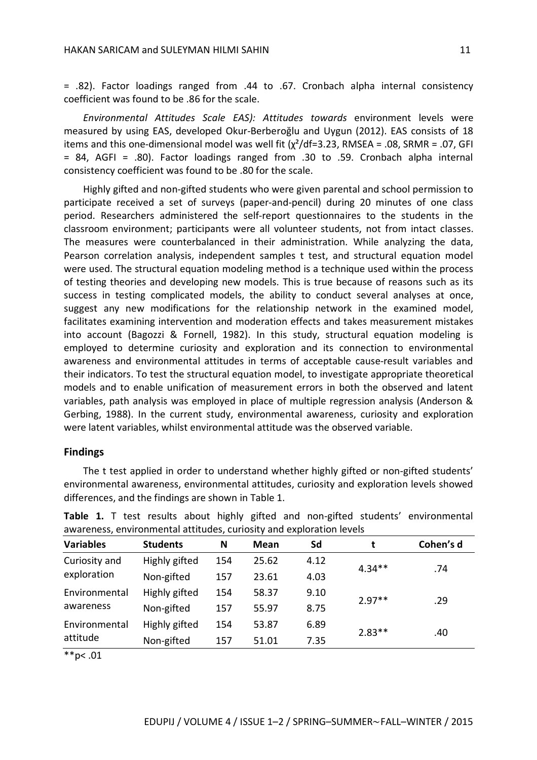= .82). Factor loadings ranged from .44 to .67. Cronbach alpha internal consistency coefficient was found to be .86 for the scale.

*Environmental Attitudes Scale EAS): Attitudes towards* environment levels were measured by using EAS, developed Okur-Berberoğlu and Uygun (2012). EAS consists of 18 items and this one-dimensional model was well fit ($\chi^2/df$=3.23, RMSEA = .08, SRMR = .07, GFI = 84, AGFI = .80). Factor loadings ranged from .30 to .59. Cronbach alpha internal consistency coefficient was found to be .80 for the scale.

Highly gifted and non-gifted students who were given parental and school permission to participate received a set of surveys (paper-and-pencil) during 20 minutes of one class period. Researchers administered the self-report questionnaires to the students in the classroom environment; participants were all volunteer students, not from intact classes. The measures were counterbalanced in their administration. While analyzing the data, Pearson correlation analysis, independent samples t test, and structural equation model were used. The structural equation modeling method is a technique used within the process of testing theories and developing new models. This is true because of reasons such as its success in testing complicated models, the ability to conduct several analyses at once, suggest any new modifications for the relationship network in the examined model, facilitates examining intervention and moderation effects and takes measurement mistakes into account (Bagozzi & Fornell, 1982). In this study, structural equation modeling is employed to determine curiosity and exploration and its connection to environmental awareness and environmental attitudes in terms of acceptable cause-result variables and their indicators. To test the structural equation model, to investigate appropriate theoretical models and to enable unification of measurement errors in both the observed and latent variables, path analysis was employed in place of multiple regression analysis (Anderson & Gerbing, 1988). In the current study, environmental awareness, curiosity and exploration were latent variables, whilst environmental attitude was the observed variable.

## Findings

The t test applied in order to understand whether highly gifted or non-gifted students' environmental awareness, environmental attitudes, curiosity and exploration levels showed differences, and the findings are shown in Table 1.

**Table 1.** T test results about highly gifted and non-gifted students' environmental awareness, environmental attitudes, curiosity and exploration levels

| Variables | Students | N | Mean | Sd | t | Cohen's d |
|---|---|---|---|---|---|---|
| Curiosity and exploration | Highly gifted | 154 | 25.62 | 4.12 | 4.34** | .74 |
| | Non-gifted | 157 | 23.61 | 4.03 | | |
| Environmental awareness | Highly gifted | 154 | 58.37 | 9.10 | 2.97** | .29 |
| | Non-gifted | 157 | 55.97 | 8.75 | | |
| Environmental attitude | Highly gifted | 154 | 53.87 | 6.89 | 2.83** | .40 |
| | Non-gifted | 157 | 51.01 | 7.35 | | |

**$p < .01$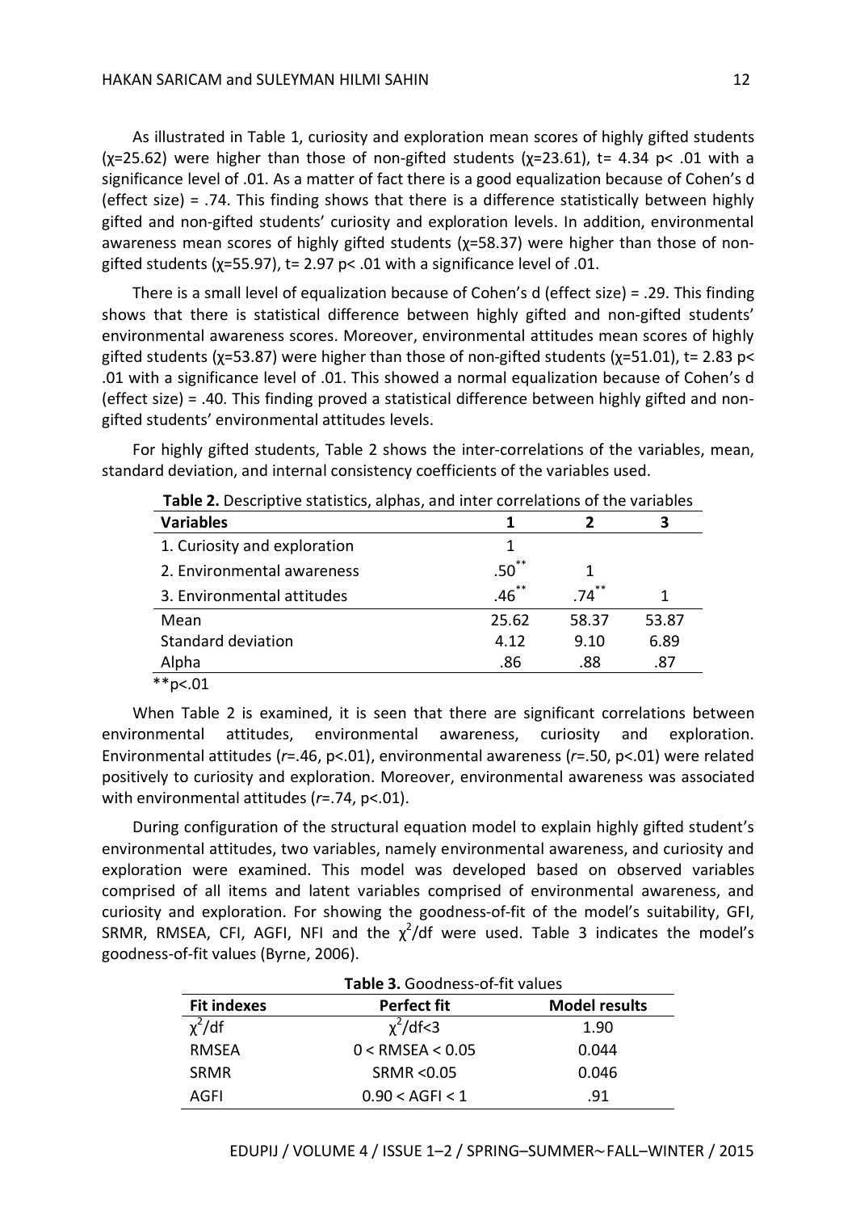As illustrated in Table 1, curiosity and exploration mean scores of highly gifted students ($\chi$=25.62) were higher than those of non-gifted students ($\chi$=23.61), t= 4.34 p< .01 with a significance level of .01. As a matter of fact there is a good equalization because of Cohen's d (effect size) = .74. This finding shows that there is a difference statistically between highly gifted and non-gifted students' curiosity and exploration levels. In addition, environmental awareness mean scores of highly gifted students ($\chi$=58.37) were higher than those of non-gifted students ($\chi$=55.97), t= 2.97 p< .01 with a significance level of .01.

There is a small level of equalization because of Cohen's d (effect size) = .29. This finding shows that there is statistical difference between highly gifted and non-gifted students' environmental awareness scores. Moreover, environmental attitudes mean scores of highly gifted students ($\chi$=53.87) were higher than those of non-gifted students ($\chi$=51.01), t= 2.83 p< .01 with a significance level of .01. This showed a normal equalization because of Cohen's d (effect size) = .40. This finding proved a statistical difference between highly gifted and non-gifted students' environmental attitudes levels.

For highly gifted students, Table 2 shows the inter-correlations of the variables, mean, standard deviation, and internal consistency coefficients of the variables used.

**Table 2.** Descriptive statistics, alphas, and inter correlations of the variables

| Variables | 1 | 2 | 3 |
|---|---|---|---|
| 1. Curiosity and exploration | 1 | | |
| 2. Environmental awareness | .50** | 1 | |
| 3. Environmental attitudes | .46** | .74** | 1 |
| Mean | 25.62 | 58.37 | 53.87 |
| Standard deviation | 4.12 | 9.10 | 6.89 |
| Alpha | .86 | .88 | .87 |

**p<.01

When Table 2 is examined, it is seen that there are significant correlations between environmental attitudes, environmental awareness, curiosity and exploration. Environmental attitudes (*r*=.46, p<.01), environmental awareness (*r*=.50, p<.01) were related positively to curiosity and exploration. Moreover, environmental awareness was associated with environmental attitudes (*r*=.74, p<.01).

During configuration of the structural equation model to explain highly gifted student's environmental attitudes, two variables, namely environmental awareness, and curiosity and exploration were examined. This model was developed based on observed variables comprised of all items and latent variables comprised of environmental awareness, and curiosity and exploration. For showing the goodness-of-fit of the model's suitability, GFI, SRMR, RMSEA, CFI, AGFI, NFI and the $\chi^2$/df were used. Table 3 indicates the model's goodness-of-fit values (Byrne, 2006).

**Table 3.** Goodness-of-fit values

| Fit indexes | Perfect fit | Model results |
|---|---|---|
| $\chi^2$/df | $\chi^2$/df<3 | 1.90 |
| RMSEA | 0 < RMSEA < 0.05 | 0.044 |
| SRMR | SRMR <0.05 | 0.046 |
| AGFI | 0.90 < AGFI < 1 | .91 |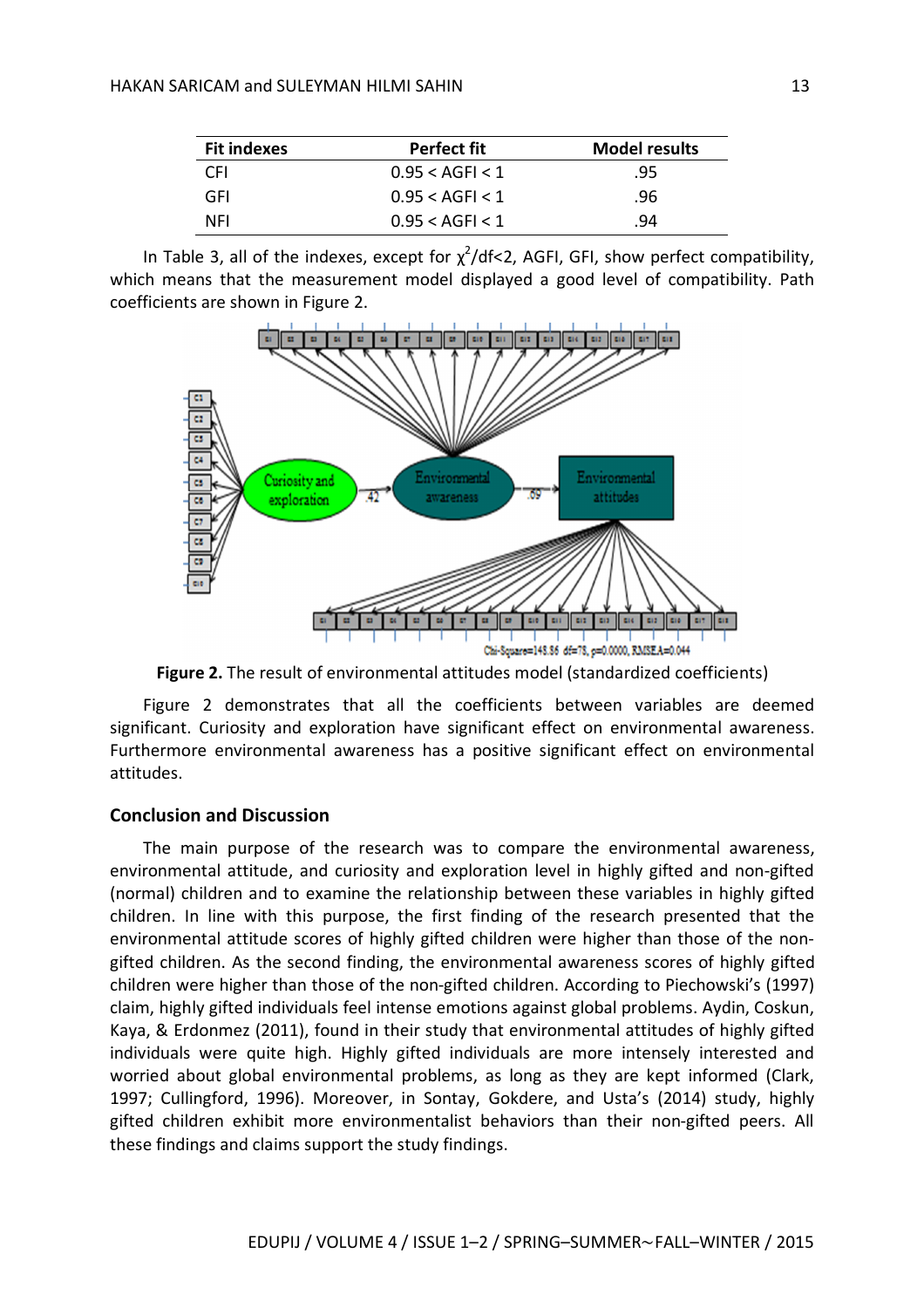| Fit indexes | Perfect fit | Model results |
|---|---|---|
| CFI | 0.95 < AGFI < 1 | .95 |
| GFI | 0.95 < AGFI < 1 | .96 |
| NFI | 0.95 < AGFI < 1 | .94 |

In Table 3, all of the indexes, except for $\chi^2$/df<2, AGFI, GFI, show perfect compatibility, which means that the measurement model displayed a good level of compatibility. Path coefficients are shown in Figure 2.

**Figure 2.** The result of environmental attitudes model (standardized coefficients)

Figure 2 demonstrates that all the coefficients between variables are deemed significant. Curiosity and exploration have significant effect on environmental awareness. Furthermore environmental awareness has a positive significant effect on environmental attitudes.

## Conclusion and Discussion

The main purpose of the research was to compare the environmental awareness, environmental attitude, and curiosity and exploration level in highly gifted and non-gifted (normal) children and to examine the relationship between these variables in highly gifted children. In line with this purpose, the first finding of the research presented that the environmental attitude scores of highly gifted children were higher than those of the non-gifted children. As the second finding, the environmental awareness scores of highly gifted children were higher than those of the non-gifted children. According to Piechowski's (1997) claim, highly gifted individuals feel intense emotions against global problems. Aydin, Coskun, Kaya, & Erdonmez (2011), found in their study that environmental attitudes of highly gifted individuals were quite high. Highly gifted individuals are more intensely interested and worried about global environmental problems, as long as they are kept informed (Clark, 1997; Cullingford, 1996). Moreover, in Sontay, Gokdere, and Usta's (2014) study, highly gifted children exhibit more environmentalist behaviors than their non-gifted peers. All these findings and claims support the study findings.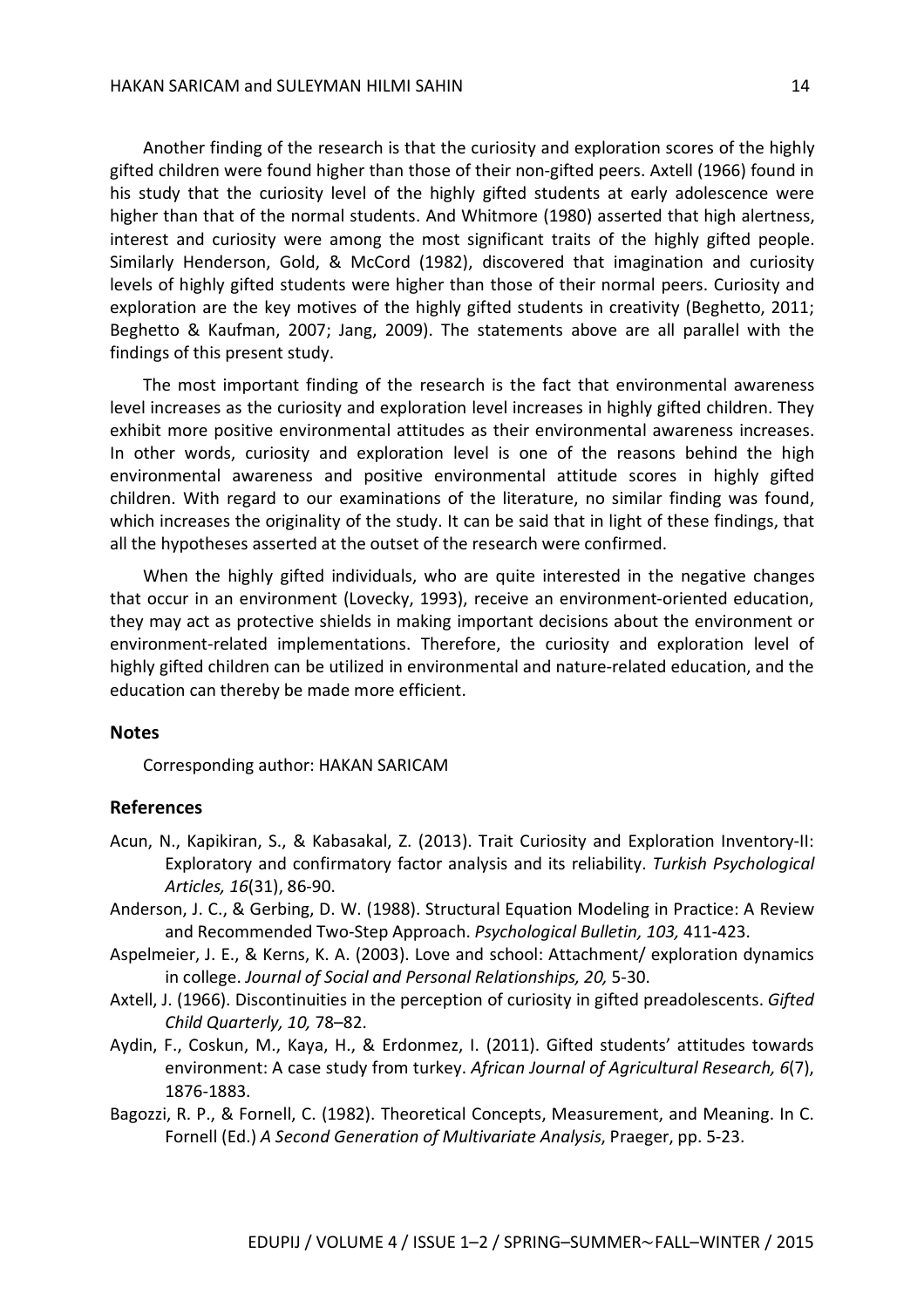Another finding of the research is that the curiosity and exploration scores of the highly gifted children were found higher than those of their non-gifted peers. Axtell (1966) found in his study that the curiosity level of the highly gifted students at early adolescence were higher than that of the normal students. And Whitmore (1980) asserted that high alertness, interest and curiosity were among the most significant traits of the highly gifted people. Similarly Henderson, Gold, & McCord (1982), discovered that imagination and curiosity levels of highly gifted students were higher than those of their normal peers. Curiosity and exploration are the key motives of the highly gifted students in creativity (Beghetto, 2011; Beghetto & Kaufman, 2007; Jang, 2009). The statements above are all parallel with the findings of this present study.

The most important finding of the research is the fact that environmental awareness level increases as the curiosity and exploration level increases in highly gifted children. They exhibit more positive environmental attitudes as their environmental awareness increases. In other words, curiosity and exploration level is one of the reasons behind the high environmental awareness and positive environmental attitude scores in highly gifted children. With regard to our examinations of the literature, no similar finding was found, which increases the originality of the study. It can be said that in light of these findings, that all the hypotheses asserted at the outset of the research were confirmed.

When the highly gifted individuals, who are quite interested in the negative changes that occur in an environment (Lovecky, 1993), receive an environment-oriented education, they may act as protective shields in making important decisions about the environment or environment-related implementations. Therefore, the curiosity and exploration level of highly gifted children can be utilized in environmental and nature-related education, and the education can thereby be made more efficient.

## Notes

Corresponding author: HAKAN SARICAM

## References

Acun, N., Kapikiran, S., & Kabasakal, Z. (2013). Trait Curiosity and Exploration Inventory-II: Exploratory and confirmatory factor analysis and its reliability. *Turkish Psychological Articles, 16*(31), 86-90.

Anderson, J. C., & Gerbing, D. W. (1988). Structural Equation Modeling in Practice: A Review and Recommended Two-Step Approach. *Psychological Bulletin, 103,* 411-423.

Aspelmeier, J. E., & Kerns, K. A. (2003). Love and school: Attachment/ exploration dynamics in college. *Journal of Social and Personal Relationships, 20,* 5-30.

Axtell, J. (1966). Discontinuities in the perception of curiosity in gifted preadolescents. *Gifted Child Quarterly, 10,* 78–82.

Aydin, F., Coskun, M., Kaya, H., & Erdonmez, I. (2011). Gifted students' attitudes towards environment: A case study from turkey. *African Journal of Agricultural Research, 6*(7), 1876-1883.

Bagozzi, R. P., & Fornell, C. (1982). Theoretical Concepts, Measurement, and Meaning. In C. Fornell (Ed.) *A Second Generation of Multivariate Analysis*, Praeger, pp. 5-23.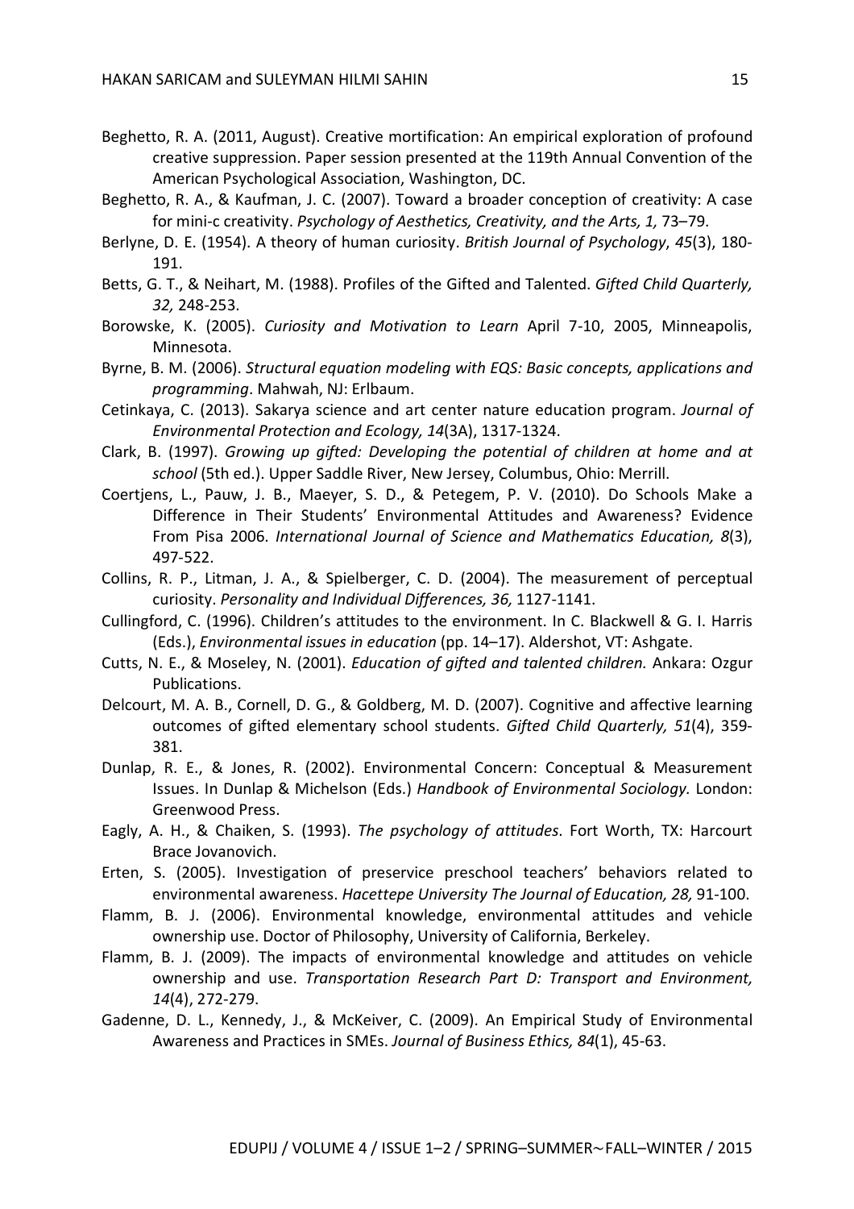Beghetto, R. A. (2011, August). Creative mortification: An empirical exploration of profound creative suppression. Paper session presented at the 119th Annual Convention of the American Psychological Association, Washington, DC.

Beghetto, R. A., & Kaufman, J. C. (2007). Toward a broader conception of creativity: A case for mini-c creativity. *Psychology of Aesthetics, Creativity, and the Arts, 1,* 73–79.

Berlyne, D. E. (1954). A theory of human curiosity. *British Journal of Psychology*, *45*(3), 180-191.

Betts, G. T., & Neihart, M. (1988). Profiles of the Gifted and Talented. *Gifted Child Quarterly, 32,* 248-253.

Borowske, K. (2005). *Curiosity and Motivation to Learn* April 7-10, 2005, Minneapolis, Minnesota.

Byrne, B. M. (2006). *Structural equation modeling with EQS: Basic concepts, applications and programming*. Mahwah, NJ: Erlbaum.

Cetinkaya, C. (2013). Sakarya science and art center nature education program. *Journal of Environmental Protection and Ecology, 14*(3A), 1317-1324.

Clark, B. (1997). *Growing up gifted: Developing the potential of children at home and at school* (5th ed.). Upper Saddle River, New Jersey, Columbus, Ohio: Merrill.

Coertjens, L., Pauw, J. B., Maeyer, S. D., & Petegem, P. V. (2010). Do Schools Make a Difference in Their Students' Environmental Attitudes and Awareness? Evidence From Pisa 2006. *International Journal of Science and Mathematics Education, 8*(3), 497-522.

Collins, R. P., Litman, J. A., & Spielberger, C. D. (2004). The measurement of perceptual curiosity. *Personality and Individual Differences, 36,* 1127-1141.

Cullingford, C. (1996). Children's attitudes to the environment. In C. Blackwell & G. I. Harris (Eds.), *Environmental issues in education* (pp. 14–17). Aldershot, VT: Ashgate.

Cutts, N. E., & Moseley, N. (2001). *Education of gifted and talented children.* Ankara: Ozgur Publications.

Delcourt, M. A. B., Cornell, D. G., & Goldberg, M. D. (2007). Cognitive and affective learning outcomes of gifted elementary school students. *Gifted Child Quarterly, 51*(4), 359-381.

Dunlap, R. E., & Jones, R. (2002). Environmental Concern: Conceptual & Measurement Issues. In Dunlap & Michelson (Eds.) *Handbook of Environmental Sociology.* London: Greenwood Press.

Eagly, A. H., & Chaiken, S. (1993). *The psychology of attitudes*. Fort Worth, TX: Harcourt Brace Jovanovich.

Erten, S. (2005). Investigation of preservice preschool teachers' behaviors related to environmental awareness. *Hacettepe University The Journal of Education, 28,* 91-100.

Flamm, B. J. (2006). Environmental knowledge, environmental attitudes and vehicle ownership use. Doctor of Philosophy, University of California, Berkeley.

Flamm, B. J. (2009). The impacts of environmental knowledge and attitudes on vehicle ownership and use. *Transportation Research Part D: Transport and Environment, 14*(4), 272-279.

Gadenne, D. L., Kennedy, J., & McKeiver, C. (2009). An Empirical Study of Environmental Awareness and Practices in SMEs. *Journal of Business Ethics, 84*(1), 45-63.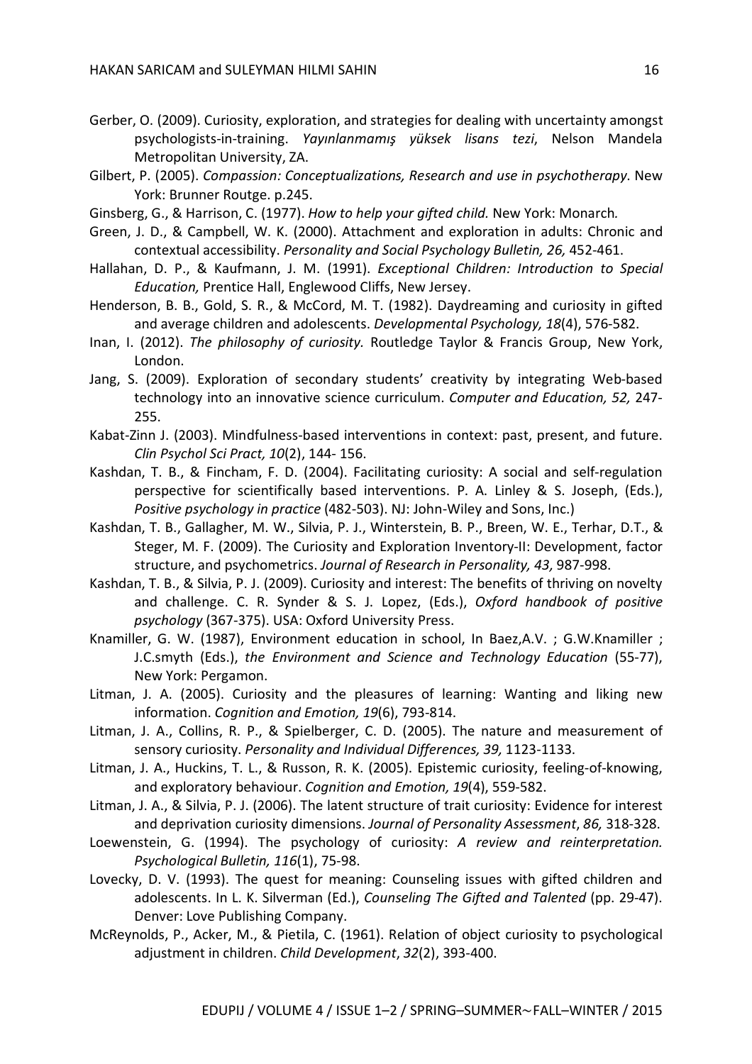Gerber, O. (2009). Curiosity, exploration, and strategies for dealing with uncertainty amongst psychologists-in-training. *Yayınlanmamış yüksek lisans tezi*, Nelson Mandela Metropolitan University, ZA.

Gilbert, P. (2005). *Compassion: Conceptualizations, Research and use in psychotherapy*. New York: Brunner Routge. p.245.

Ginsberg, G., & Harrison, C. (1977). *How to help your gifted child.* New York: Monarch.

Green, J. D., & Campbell, W. K. (2000). Attachment and exploration in adults: Chronic and contextual accessibility. *Personality and Social Psychology Bulletin, 26,* 452-461.

Hallahan, D. P., & Kaufmann, J. M. (1991). *Exceptional Children: Introduction to Special Education,* Prentice Hall, Englewood Cliffs, New Jersey.

Henderson, B. B., Gold, S. R., & McCord, M. T. (1982). Daydreaming and curiosity in gifted and average children and adolescents. *Developmental Psychology, 18*(4), 576-582.

Inan, I. (2012). *The philosophy of curiosity.* Routledge Taylor & Francis Group, New York, London.

Jang, S. (2009). Exploration of secondary students' creativity by integrating Web-based technology into an innovative science curriculum. *Computer and Education, 52,* 247-255.

Kabat-Zinn J. (2003). Mindfulness-based interventions in context: past, present, and future. *Clin Psychol Sci Pract, 10*(2), 144- 156.

Kashdan, T. B., & Fincham, F. D. (2004). Facilitating curiosity: A social and self-regulation perspective for scientifically based interventions. P. A. Linley & S. Joseph, (Eds.), *Positive psychology in practice* (482-503). NJ: John-Wiley and Sons, Inc.)

Kashdan, T. B., Gallagher, M. W., Silvia, P. J., Winterstein, B. P., Breen, W. E., Terhar, D.T., & Steger, M. F. (2009). The Curiosity and Exploration Inventory-II: Development, factor structure, and psychometrics. *Journal of Research in Personality, 43,* 987-998.

Kashdan, T. B., & Silvia, P. J. (2009). Curiosity and interest: The benefits of thriving on novelty and challenge. C. R. Synder & S. J. Lopez, (Eds.), *Oxford handbook of positive psychology* (367-375). USA: Oxford University Press.

Knamiller, G. W. (1987), Environment education in school, In Baez,A.V. ; G.W.Knamiller ; J.C.smyth (Eds.), *the Environment and Science and Technology Education* (55-77), New York: Pergamon.

Litman, J. A. (2005). Curiosity and the pleasures of learning: Wanting and liking new information. *Cognition and Emotion, 19*(6), 793-814.

Litman, J. A., Collins, R. P., & Spielberger, C. D. (2005). The nature and measurement of sensory curiosity. *Personality and Individual Differences, 39,* 1123-1133.

Litman, J. A., Huckins, T. L., & Russon, R. K. (2005). Epistemic curiosity, feeling-of-knowing, and exploratory behaviour. *Cognition and Emotion, 19*(4), 559-582.

Litman, J. A., & Silvia, P. J. (2006). The latent structure of trait curiosity: Evidence for interest and deprivation curiosity dimensions. *Journal of Personality Assessment*, *86,* 318-328.

Loewenstein, G. (1994). The psychology of curiosity: *A review and reinterpretation. Psychological Bulletin, 116*(1), 75-98.

Lovecky, D. V. (1993). The quest for meaning: Counseling issues with gifted children and adolescents. In L. K. Silverman (Ed.), *Counseling The Gifted and Talented* (pp. 29-47). Denver: Love Publishing Company.

McReynolds, P., Acker, M., & Pietila, C. (1961). Relation of object curiosity to psychological adjustment in children. *Child Development*, *32*(2), 393-400.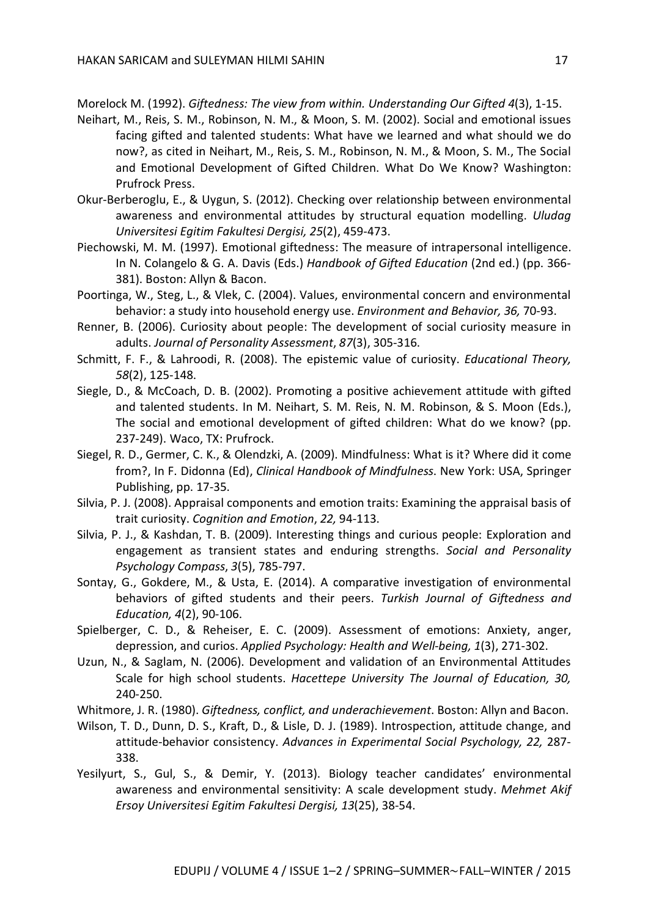Morelock M. (1992). *Giftedness: The view from within. Understanding Our Gifted 4*(3), 1-15.

Neihart, M., Reis, S. M., Robinson, N. M., & Moon, S. M. (2002). Social and emotional issues facing gifted and talented students: What have we learned and what should we do now?, as cited in Neihart, M., Reis, S. M., Robinson, N. M., & Moon, S. M., The Social and Emotional Development of Gifted Children. What Do We Know? Washington: Prufrock Press.

Okur-Berberoglu, E., & Uygun, S. (2012). Checking over relationship between environmental awareness and environmental attitudes by structural equation modelling. *Uludag Universitesi Egitim Fakultesi Dergisi, 25*(2), 459-473.

Piechowski, M. M. (1997). Emotional giftedness: The measure of intrapersonal intelligence. In N. Colangelo & G. A. Davis (Eds.) *Handbook of Gifted Education* (2nd ed.) (pp. 366-381). Boston: Allyn & Bacon.

Poortinga, W., Steg, L., & Vlek, C. (2004). Values, environmental concern and environmental behavior: a study into household energy use. *Environment and Behavior, 36,* 70-93.

Renner, B. (2006). Curiosity about people: The development of social curiosity measure in adults. *Journal of Personality Assessment*, *87*(3), 305-316.

Schmitt, F. F., & Lahroodi, R. (2008). The epistemic value of curiosity. *Educational Theory, 58*(2), 125-148.

Siegle, D., & McCoach, D. B. (2002). Promoting a positive achievement attitude with gifted and talented students. In M. Neihart, S. M. Reis, N. M. Robinson, & S. Moon (Eds.), The social and emotional development of gifted children: What do we know? (pp. 237-249). Waco, TX: Prufrock.

Siegel, R. D., Germer, C. K., & Olendzki, A. (2009). Mindfulness: What is it? Where did it come from?, In F. Didonna (Ed), *Clinical Handbook of Mindfulness*. New York: USA, Springer Publishing, pp. 17-35.

Silvia, P. J. (2008). Appraisal components and emotion traits: Examining the appraisal basis of trait curiosity. *Cognition and Emotion*, *22,* 94-113.

Silvia, P. J., & Kashdan, T. B. (2009). Interesting things and curious people: Exploration and engagement as transient states and enduring strengths. *Social and Personality Psychology Compass*, *3*(5), 785-797.

Sontay, G., Gokdere, M., & Usta, E. (2014). A comparative investigation of environmental behaviors of gifted students and their peers. *Turkish Journal of Giftedness and Education, 4*(2), 90-106.

Spielberger, C. D., & Reheiser, E. C. (2009). Assessment of emotions: Anxiety, anger, depression, and curios. *Applied Psychology: Health and Well-being, 1*(3), 271-302.

Uzun, N., & Saglam, N. (2006). Development and validation of an Environmental Attitudes Scale for high school students. *Hacettepe University The Journal of Education, 30,* 240-250.

Whitmore, J. R. (1980). *Giftedness, conflict, and underachievement*. Boston: Allyn and Bacon.

Wilson, T. D., Dunn, D. S., Kraft, D., & Lisle, D. J. (1989). Introspection, attitude change, and attitude-behavior consistency. *Advances in Experimental Social Psychology, 22,* 287-338.

Yesilyurt, S., Gul, S., & Demir, Y. (2013). Biology teacher candidates' environmental awareness and environmental sensitivity: A scale development study. *Mehmet Akif Ersoy Universitesi Egitim Fakultesi Dergisi, 13*(25), 38-54.